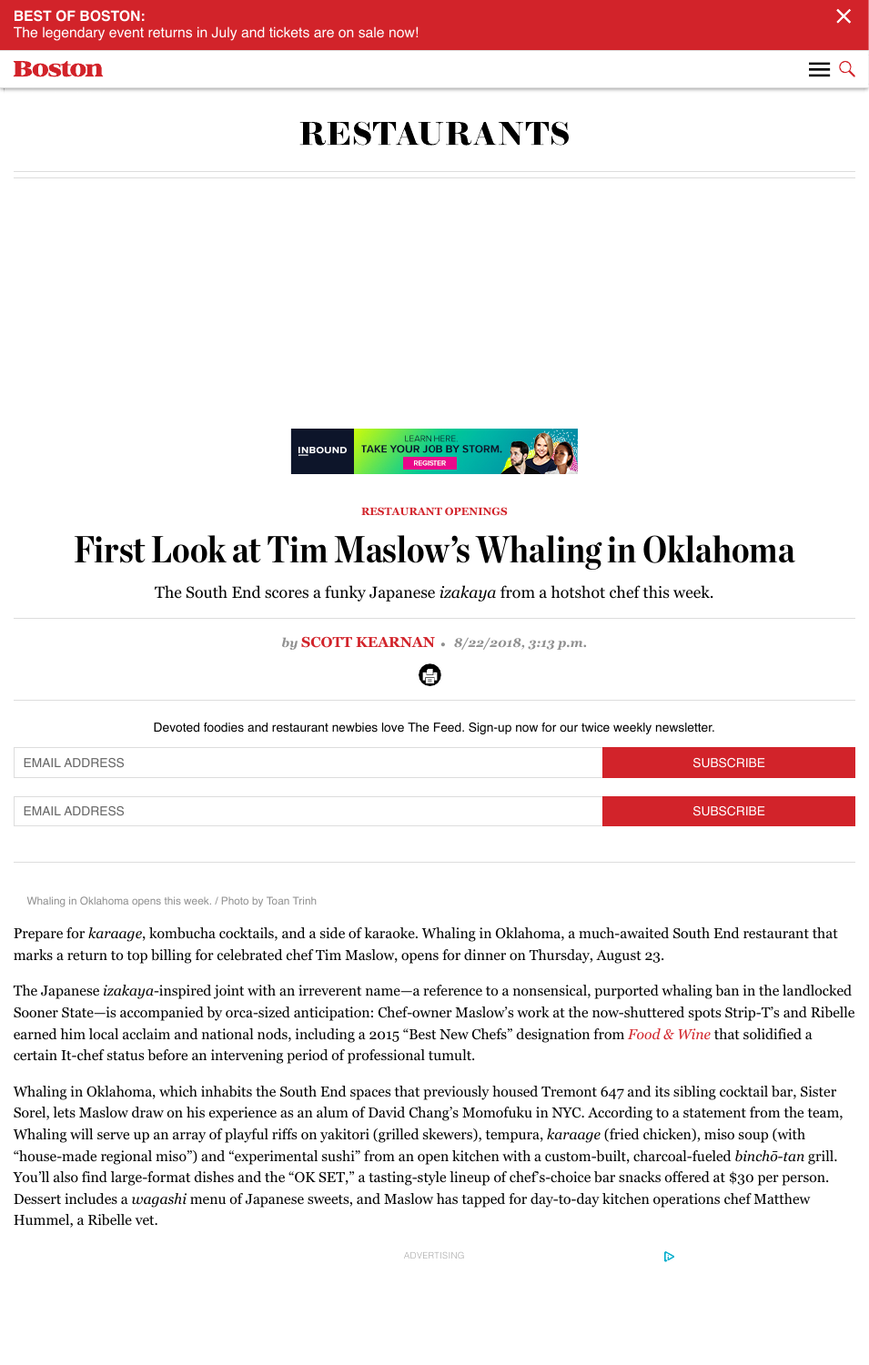RESTAURANT OPENINGS

# First Look at Tim Maslow's Whaling in Oklahoma

The South End scores a funky Japanese *izakaya* from a hotshot chef this week.

*by* **SCOTT KEARNAN** • *8/22/2018, 3:13 p.m.*

Whaling in Oklahoma opens this week. / Photo by Toan Trinh

Prepare for *karaage*, kombucha cocktails, and a side of karaoke. Whaling in Oklahoma, a much-awaited South End restaurant that marks a return to top billing for celebrated chef Tim Maslow, opens for dinner on Thursday, August 23.

The Japanese *izakaya*-inspired joint with an irreverent name—a reference to a nonsensical, purported whaling ban in the landlocked Sooner State—is accompanied by orca-sized anticipation: Chef-owner Maslow's work at the now-shuttered spots Strip-T's and Ribelle earned him local acclaim and national nods, including a 2015 "Best New Chefs" designation from *Food & Wine* that solidified a certain It-chef status before an intervening period of professional tumult.

Whaling in Oklahoma, which inhabits the South End spaces that previously housed Tremont 647 and its sibling cocktail bar, Sister Sorel, lets Maslow draw on his experience as an alum of David Chang's Momofuku in NYC. According to a statement from the team, Whaling will serve up an array of playful riffs on yakitori (grilled skewers), tempura, *karaage* (fried chicken), miso soup (with "house-made regional miso") and "experimental sushi" from an open kitchen with a custom-built, charcoal-fueled *binchō-tan* grill. You'll also find large-format dishes and the "OK SET," a tasting-style lineup of chef's-choice bar snacks offered at $30 per person. Dessert includes a *wagashi* menu of Japanese sweets, and Maslow has tapped for day-to-day kitchen operations chef Matthew Hummel, a Ribelle vet.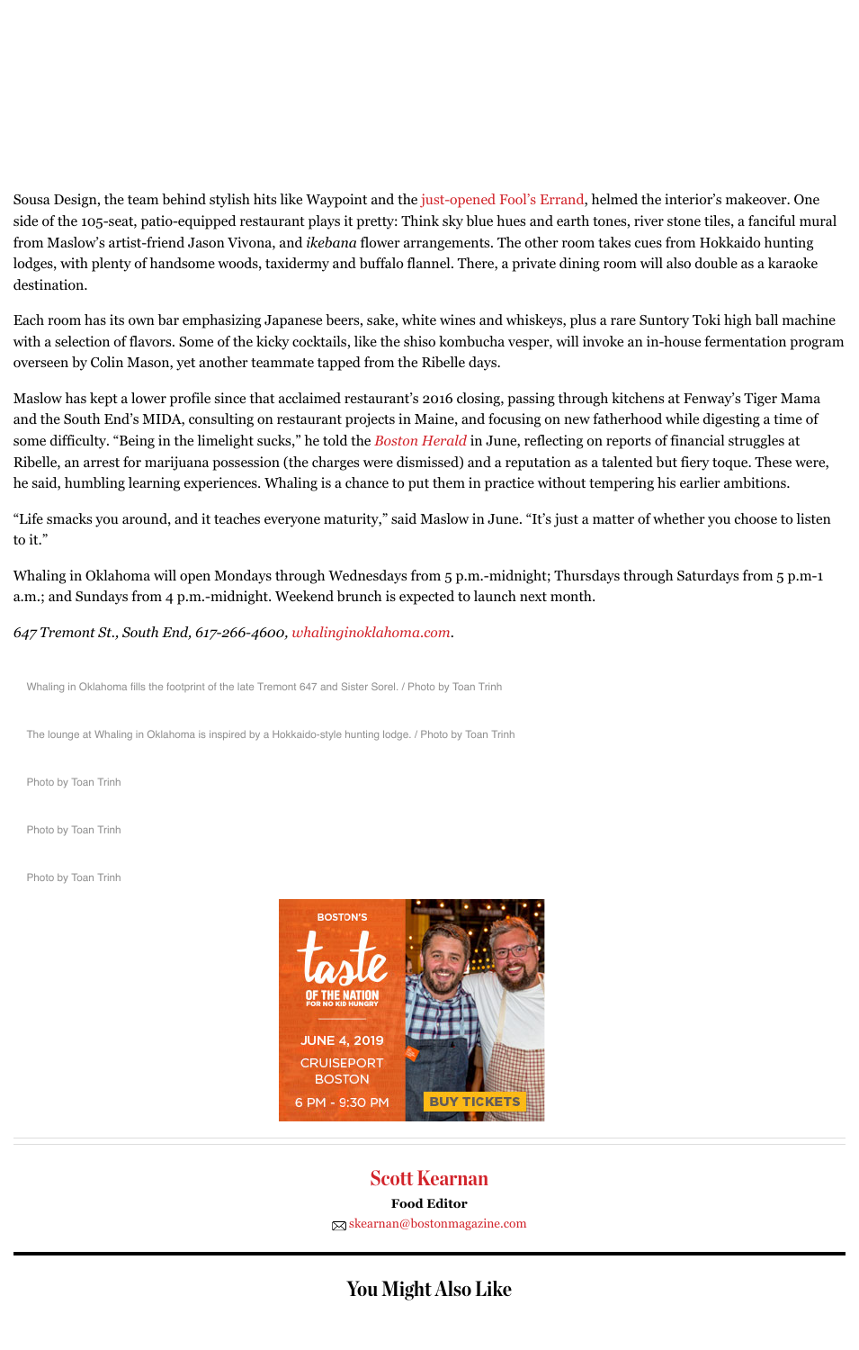Sousa Design, the team behind stylish hits like Waypoint and the just-opened Fool's Errand, helmed the interior's makeover. One side of the 105-seat, patio-equipped restaurant plays it pretty: Think sky blue hues and earth tones, river stone tiles, a fanciful mural from Maslow's artist-friend Jason Vivona, and *ikebana* flower arrangements. The other room takes cues from Hokkaido hunting lodges, with plenty of handsome woods, taxidermy and buffalo flannel. There, a private dining room will also double as a karaoke destination.

Each room has its own bar emphasizing Japanese beers, sake, white wines and whiskeys, plus a rare Suntory Toki high ball machine with a selection of flavors. Some of the kicky cocktails, like the shiso kombucha vesper, will invoke an in-house fermentation program overseen by Colin Mason, yet another teammate tapped from the Ribelle days.

Maslow has kept a lower profile since that acclaimed restaurant's 2016 closing, passing through kitchens at Fenway's Tiger Mama and the South End's MIDA, consulting on restaurant projects in Maine, and focusing on new fatherhood while digesting a time of some difficulty. "Being in the limelight sucks," he told the *Boston Herald* in June, reflecting on reports of financial struggles at Ribelle, an arrest for marijuana possession (the charges were dismissed) and a reputation as a talented but fiery toque. These were, he said, humbling learning experiences. Whaling is a chance to put them in practice without tempering his earlier ambitions.

"Life smacks you around, and it teaches everyone maturity," said Maslow in June. "It's just a matter of whether you choose to listen to it."

Whaling in Oklahoma will open Mondays through Wednesdays from 5 p.m.-midnight; Thursdays through Saturdays from 5 p.m-1 a.m.; and Sundays from 4 p.m.-midnight. Weekend brunch is expected to launch next month.

*647 Tremont St., South End, 617-266-4600, whalinginoklahoma.com.*

Whaling in Oklahoma fills the footprint of the late Tremont 647 and Sister Sorel. / Photo by Toan Trinh

The lounge at Whaling in Oklahoma is inspired by a Hokkaido-style hunting lodge. / Photo by Toan Trinh

Photo by Toan Trinh

Photo by Toan Trinh

Photo by Toan Trinh

BOSTON'S taste OF THE NATION FOR NO KID HUNGRY

JUNE 4, 2019

CRUISEPORT BOSTON

6 PM - 9:30 PM

BUY TICKETS

---

**Scott Kearnan**

**Food Editor**

skearnan@bostonmagazine.com

## You Might Also Like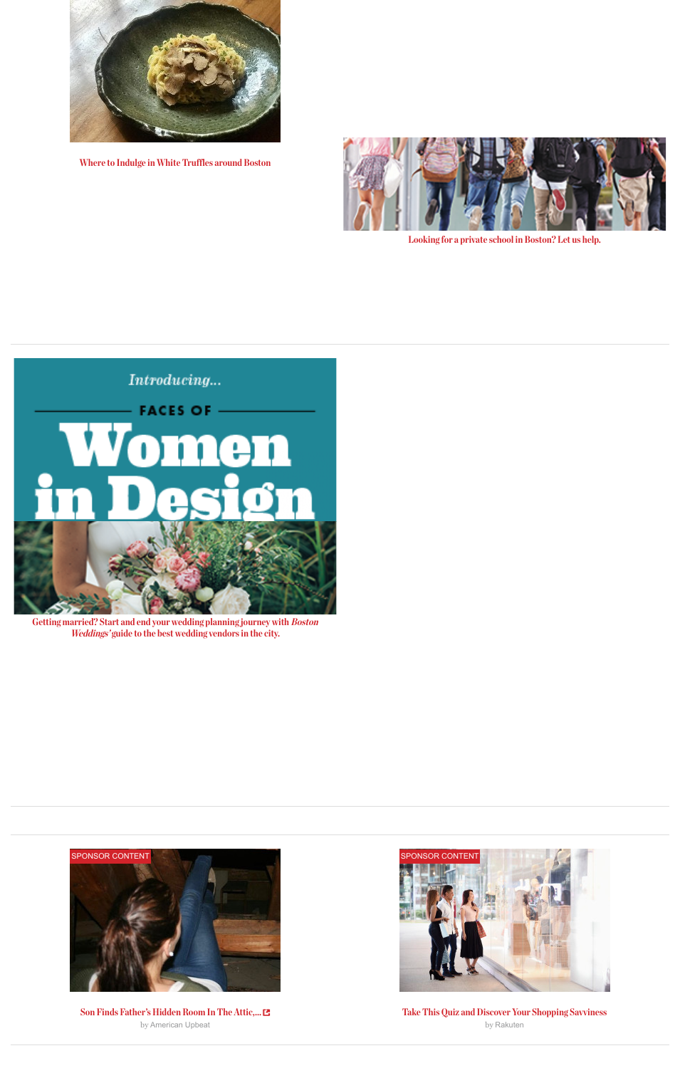Where to Indulge in White Truffles around Boston

Looking for a private school in Boston? Let us help.

---

Getting married? Start and end your wedding planning journey with *Boston Weddings'* guide to the best wedding vendors in the city.

---

---

SPONSOR CONTENT

Son Finds Father's Hidden Room In The Attic,...

by American Upbeat

SPONSOR CONTENT

Take This Quiz and Discover Your Shopping Savviness

by Rakuten

---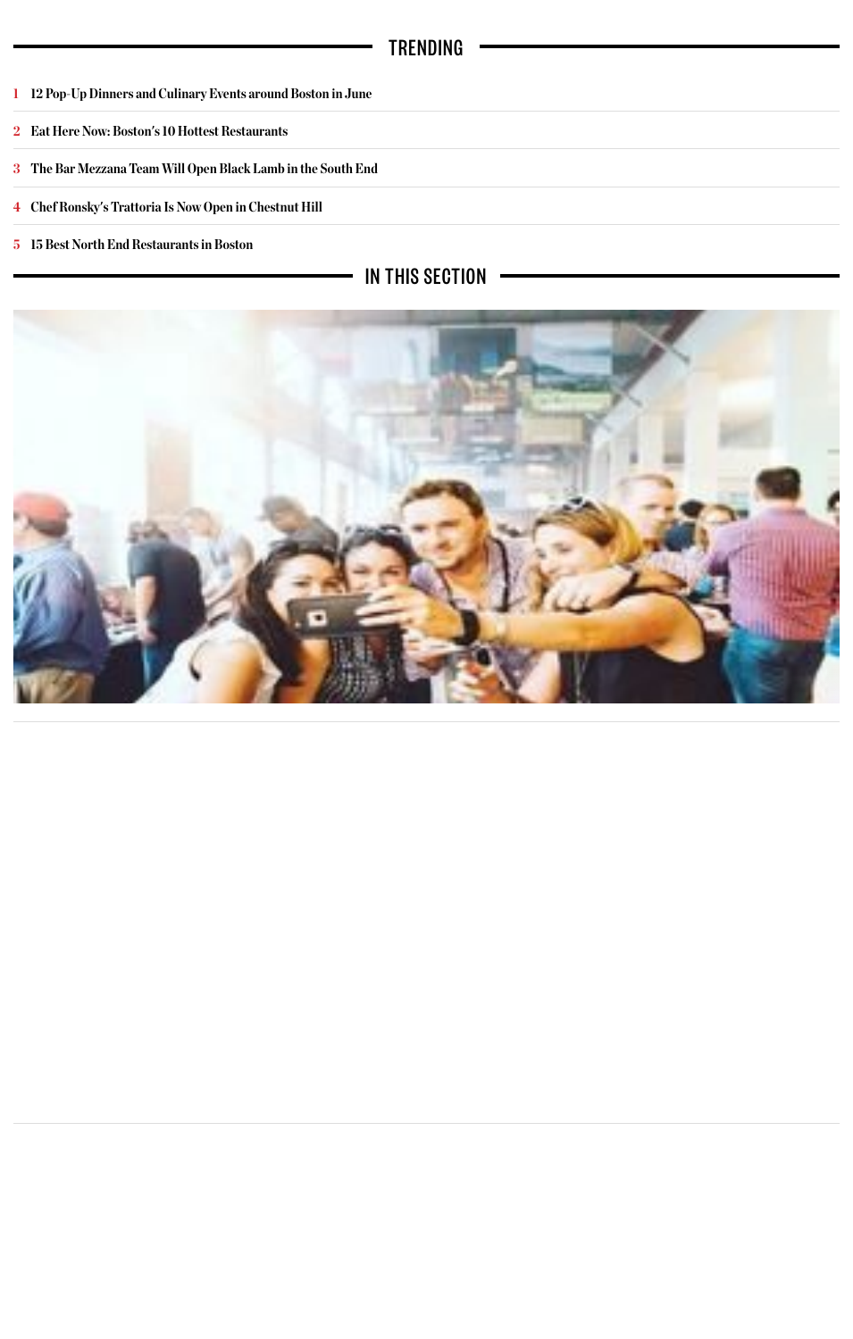## TRENDING

1. 12 Pop-Up Dinners and Culinary Events around Boston in June
2. Eat Here Now: Boston's 10 Hottest Restaurants
3. The Bar Mezzana Team Will Open Black Lamb in the South End
4. Chef Ronsky's Trattoria Is Now Open in Chestnut Hill
5. 15 Best North End Restaurants in Boston

## IN THIS SECTION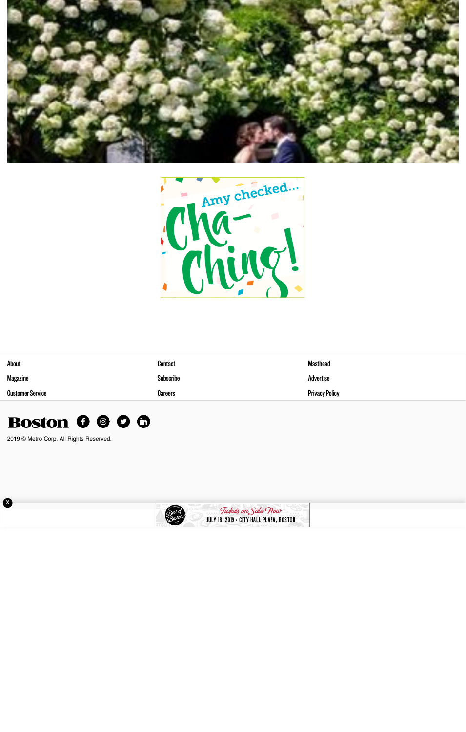About

Contact

Masthead

Magazine

Subscribe

Advertise

Customer Service

Careers

Privacy Policy

2019 © Metro Corp. All Rights Reserved.